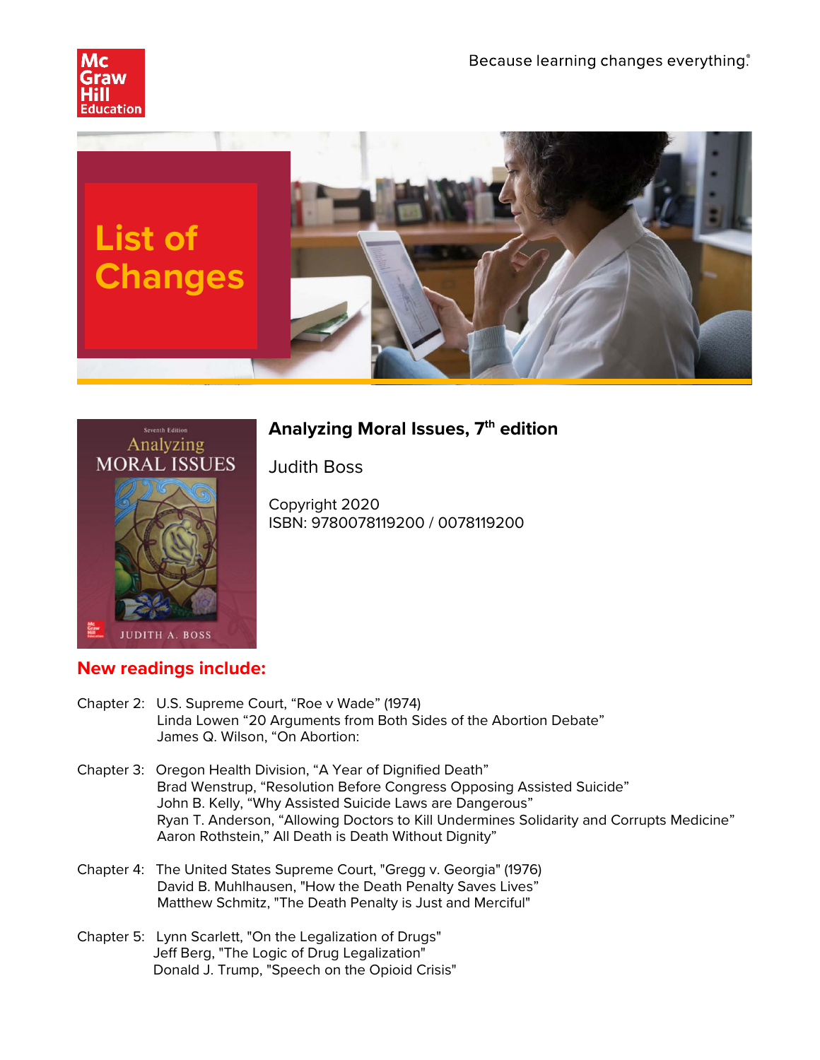Because learning changes everything.®

# List of Changes

## Analyzing Moral Issues, 7th edition

Judith Boss

Copyright 2020
ISBN: 9780078119200 / 0078119200

## New readings include:

Chapter 2: U.S. Supreme Court, "Roe v Wade" (1974)
Linda Lowen "20 Arguments from Both Sides of the Abortion Debate"
James Q. Wilson, "On Abortion:

Chapter 3: Oregon Health Division, "A Year of Dignified Death"
Brad Wenstrup, "Resolution Before Congress Opposing Assisted Suicide"
John B. Kelly, "Why Assisted Suicide Laws are Dangerous"
Ryan T. Anderson, "Allowing Doctors to Kill Undermines Solidarity and Corrupts Medicine"
Aaron Rothstein," All Death is Death Without Dignity"

Chapter 4: The United States Supreme Court, "Gregg v. Georgia" (1976)
David B. Muhlhausen, "How the Death Penalty Saves Lives"
Matthew Schmitz, "The Death Penalty is Just and Merciful"

Chapter 5: Lynn Scarlett, "On the Legalization of Drugs"
Jeff Berg, "The Logic of Drug Legalization"
Donald J. Trump, "Speech on the Opioid Crisis"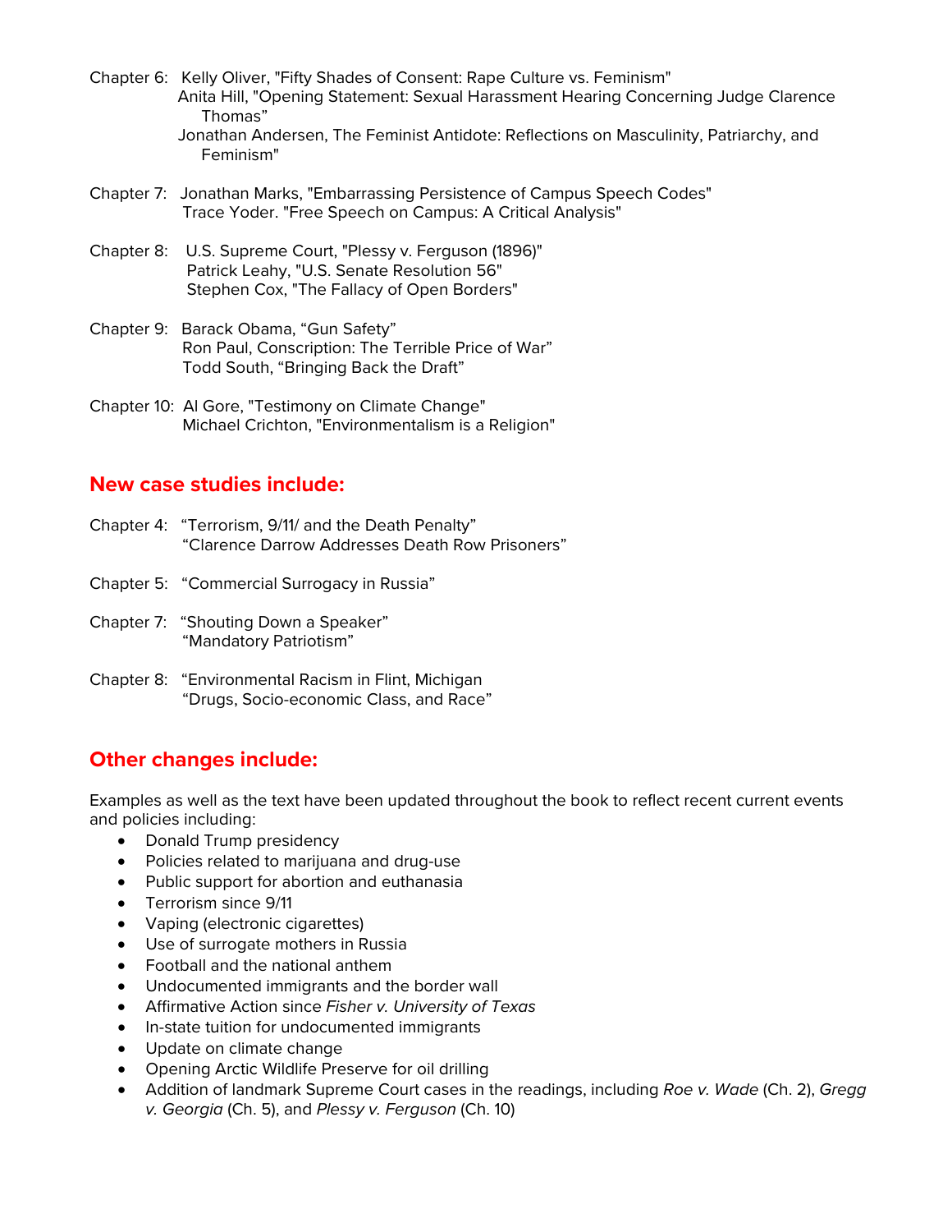Chapter 6: Kelly Oliver, "Fifty Shades of Consent: Rape Culture vs. Feminism"
Anita Hill, "Opening Statement: Sexual Harassment Hearing Concerning Judge Clarence Thomas"
Jonathan Andersen, The Feminist Antidote: Reflections on Masculinity, Patriarchy, and Feminism"

Chapter 7: Jonathan Marks, "Embarrassing Persistence of Campus Speech Codes"
Trace Yoder. "Free Speech on Campus: A Critical Analysis"

Chapter 8: U.S. Supreme Court, "Plessy v. Ferguson (1896)"
Patrick Leahy, "U.S. Senate Resolution 56"
Stephen Cox, "The Fallacy of Open Borders"

Chapter 9: Barack Obama, "Gun Safety"
Ron Paul, Conscription: The Terrible Price of War"
Todd South, "Bringing Back the Draft"

Chapter 10: Al Gore, "Testimony on Climate Change"
Michael Crichton, "Environmentalism is a Religion"

## New case studies include:

Chapter 4: "Terrorism, 9/11/ and the Death Penalty"
"Clarence Darrow Addresses Death Row Prisoners"

Chapter 5: "Commercial Surrogacy in Russia"

Chapter 7: "Shouting Down a Speaker"
"Mandatory Patriotism"

Chapter 8: "Environmental Racism in Flint, Michigan
"Drugs, Socio-economic Class, and Race"

## Other changes include:

Examples as well as the text have been updated throughout the book to reflect recent current events and policies including:

- Donald Trump presidency
- Policies related to marijuana and drug-use
- Public support for abortion and euthanasia
- Terrorism since 9/11
- Vaping (electronic cigarettes)
- Use of surrogate mothers in Russia
- Football and the national anthem
- Undocumented immigrants and the border wall
- Affirmative Action since *Fisher v. University of Texas*
- In-state tuition for undocumented immigrants
- Update on climate change
- Opening Arctic Wildlife Preserve for oil drilling
- Addition of landmark Supreme Court cases in the readings, including *Roe v. Wade* (Ch. 2), *Gregg v. Georgia* (Ch. 5), and *Plessy v. Ferguson* (Ch. 10)